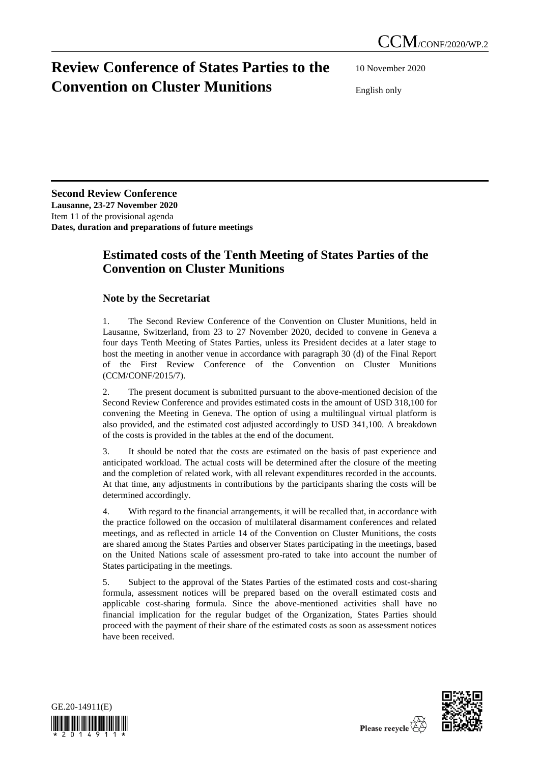CCM/CONF/2020/WP.2

# Review Conference of States Parties to the Convention on Cluster Munitions

10 November 2020

English only

**Second Review Conference**
**Lausanne, 23-27 November 2020**
Item 11 of the provisional agenda
**Dates, duration and preparations of future meetings**

## Estimated costs of the Tenth Meeting of States Parties of the Convention on Cluster Munitions

### Note by the Secretariat

1. The Second Review Conference of the Convention on Cluster Munitions, held in Lausanne, Switzerland, from 23 to 27 November 2020, decided to convene in Geneva a four days Tenth Meeting of States Parties, unless its President decides at a later stage to host the meeting in another venue in accordance with paragraph 30 (d) of the Final Report of the First Review Conference of the Convention on Cluster Munitions (CCM/CONF/2015/7).

2. The present document is submitted pursuant to the above-mentioned decision of the Second Review Conference and provides estimated costs in the amount of USD 318,100 for convening the Meeting in Geneva. The option of using a multilingual virtual platform is also provided, and the estimated cost adjusted accordingly to USD 341,100. A breakdown of the costs is provided in the tables at the end of the document.

3. It should be noted that the costs are estimated on the basis of past experience and anticipated workload. The actual costs will be determined after the closure of the meeting and the completion of related work, with all relevant expenditures recorded in the accounts. At that time, any adjustments in contributions by the participants sharing the costs will be determined accordingly.

4. With regard to the financial arrangements, it will be recalled that, in accordance with the practice followed on the occasion of multilateral disarmament conferences and related meetings, and as reflected in article 14 of the Convention on Cluster Munitions, the costs are shared among the States Parties and observer States participating in the meetings, based on the United Nations scale of assessment pro-rated to take into account the number of States participating in the meetings.

5. Subject to the approval of the States Parties of the estimated costs and cost-sharing formula, assessment notices will be prepared based on the overall estimated costs and applicable cost-sharing formula. Since the above-mentioned activities shall have no financial implication for the regular budget of the Organization, States Parties should proceed with the payment of their share of the estimated costs as soon as assessment notices have been received.

GE.20-14911(E)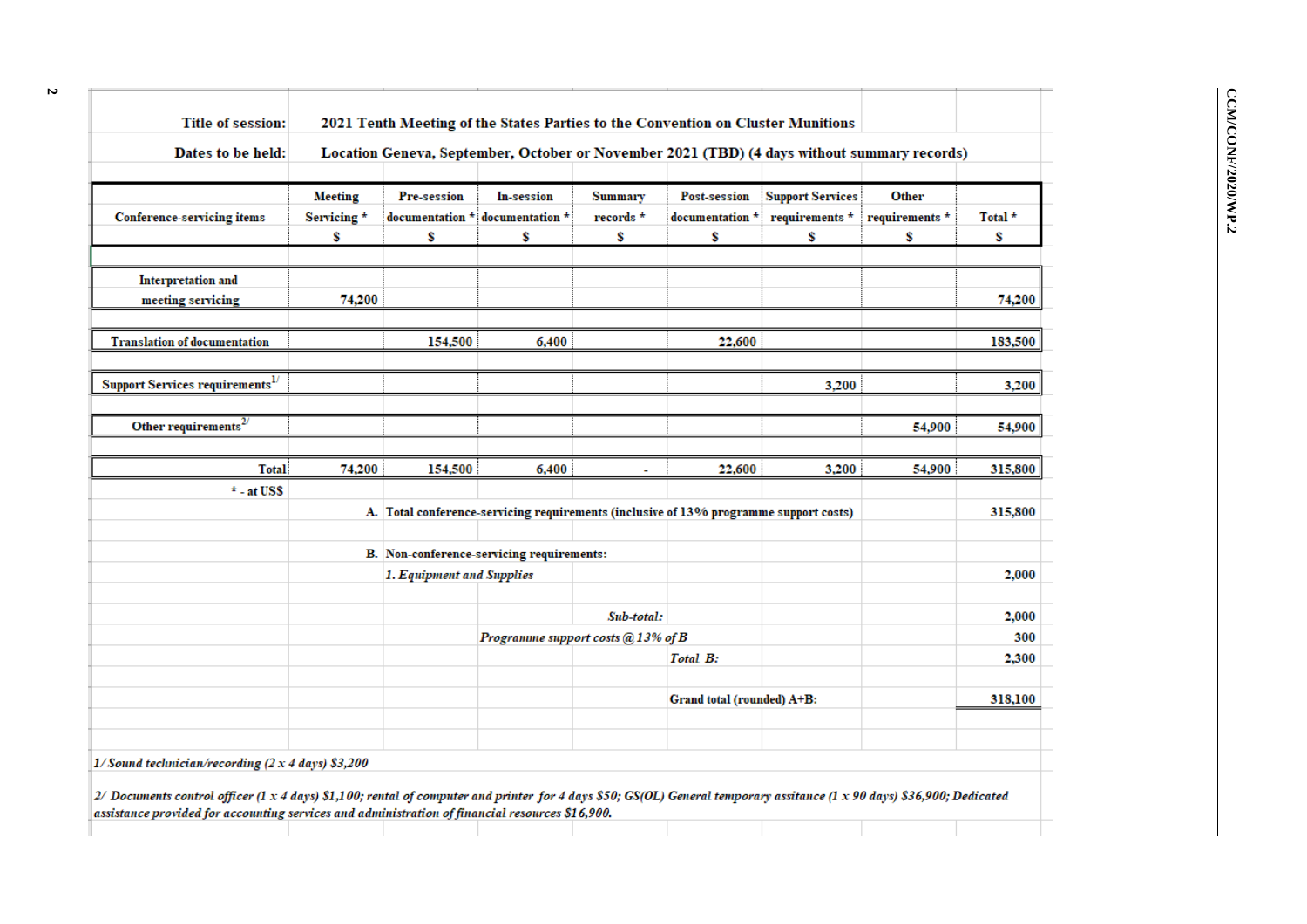**Title of session:** 2021 Tenth Meeting of the States Parties to the Convention on Cluster Munitions

**Dates to be held:** Location Geneva, September, October or November 2021 (TBD) (4 days without summary records)

| Conference-servicing items | Meeting Servicing * $ | Pre-session documentation * $ | In-session documentation * $ | Summary records * $ | Post-session documentation * $ | Support Services requirements * $ | Other requirements * $ | Total * $ |
|---|---|---|---|---|---|---|---|---|
| Interpretation and meeting servicing | 74,200 | | | | | | | 74,200 |
| Translation of documentation | | 154,500 | 6,400 | | 22,600 | | | 183,500 |
| Support Services requirements[1/] | | | | | | 3,200 | | 3,200 |
| Other requirements[2/] | | | | | | | 54,900 | 54,900 |
| Total | 74,200 | 154,500 | 6,400 | - | 22,600 | 3,200 | 54,900 | 315,800 |

\* - at US$

| | |
|---|---|
| A. Total conference-servicing requirements (inclusive of 13% programme support costs) | 315,800 |
| B. Non-conference-servicing requirements: | |
| *1. Equipment and Supplies* | 2,000 |
| *Sub-total:* | 2,000 |
| *Programme support costs @ 13% of B* | 300 |
| *Total B:* | 2,300 |
| Grand total (rounded) A+B: | 318,100 |

*1/ Sound technician/recording (2 x 4 days) $3,200*

*2/ Documents control officer (1 x 4 days) $1,100; rental of computer and printer for 4 days $50; GS(OL) General temporary assitance (1 x 90 days) $36,900; Dedicated assistance provided for accounting services and administration of financial resources $16,900.*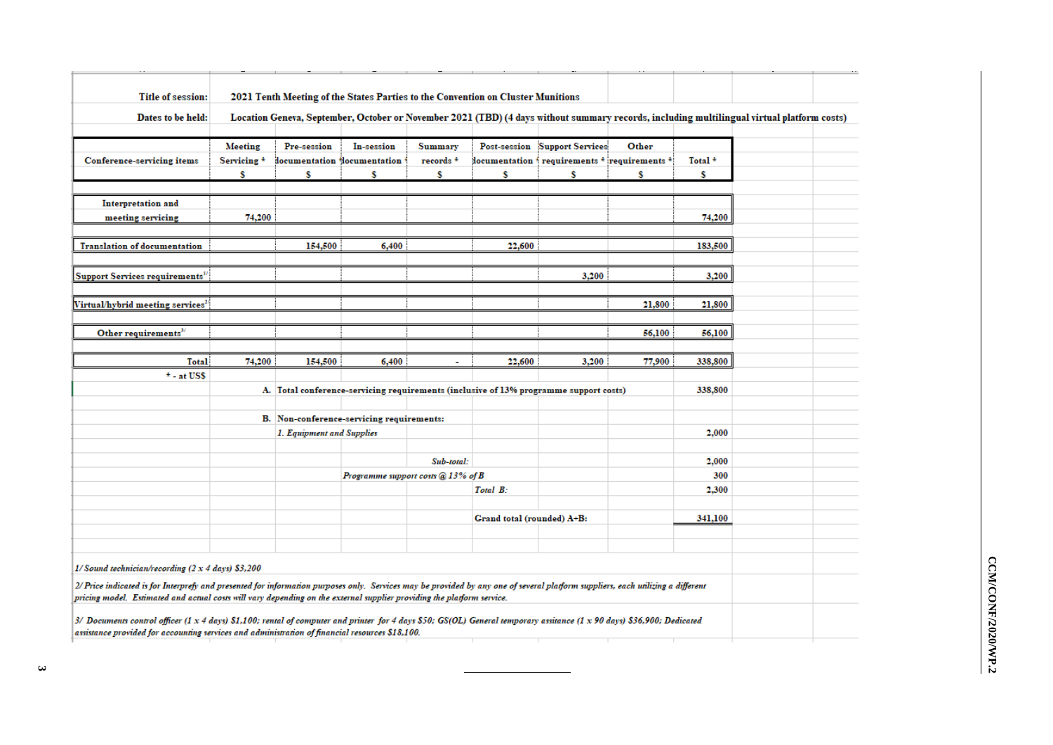**Title of session:** 2021 Tenth Meeting of the States Parties to the Convention on Cluster Munitions

**Dates to be held:** Location Geneva, September, October or November 2021 (TBD) (4 days without summary records, including multilingual virtual platform costs)

| Conference-servicing items | Meeting Servicing * $ | Pre-session documentation $ | In-session documentation * $ | Summary records * $ | Post-session documentation * $ | Support Services requirements * $ | Other requirements * $ | Total * $ |
|---|---|---|---|---|---|---|---|---|
| Interpretation and meeting servicing | 74,200 | | | | | | | 74,200 |
| Translation of documentation | | 154,500 | 6,400 | | 22,600 | | | 183,500 |
| Support Services requirements[1/] | | | | | | 3,200 | | 3,200 |
| Virtual/hybrid meeting services[2/] | | | | | | | 21,800 | 21,800 |
| Other requirements[3/] | | | | | | | 56,100 | 56,100 |
| Total | 74,200 | 154,500 | 6,400 | - | 22,600 | 3,200 | 77,900 | 338,800 |

* - at US$

| | |
|---|---|
| A. Total conference-servicing requirements (inclusive of 13% programme support costs) | 338,800 |
| B. Non-conference-servicing requirements: | |
| *1. Equipment and Supplies* | 2,000 |
| *Sub-total:* | 2,000 |
| *Programme support costs @ 13% of B* | 300 |
| *Total B:* | 2,300 |
| Grand total (rounded) A+B: | 341,100 |

*1/ Sound technician/recording (2 x 4 days) $3,200*

*2/ Price indicated is for Interprefy and presented for information purposes only. Services may be provided by any one of several platform suppliers, each utilizing a different pricing model. Estimated and actual costs will vary depending on the external supplier providing the platform service.*

*3/ Documents control officer (1 x 4 days) $1,100; rental of computer and printer for 4 days $50; GS(OL) General temporary assitance (1 x 90 days) $36,900; Dedicated assistance provided for accounting services and administration of financial resources $18,100.*